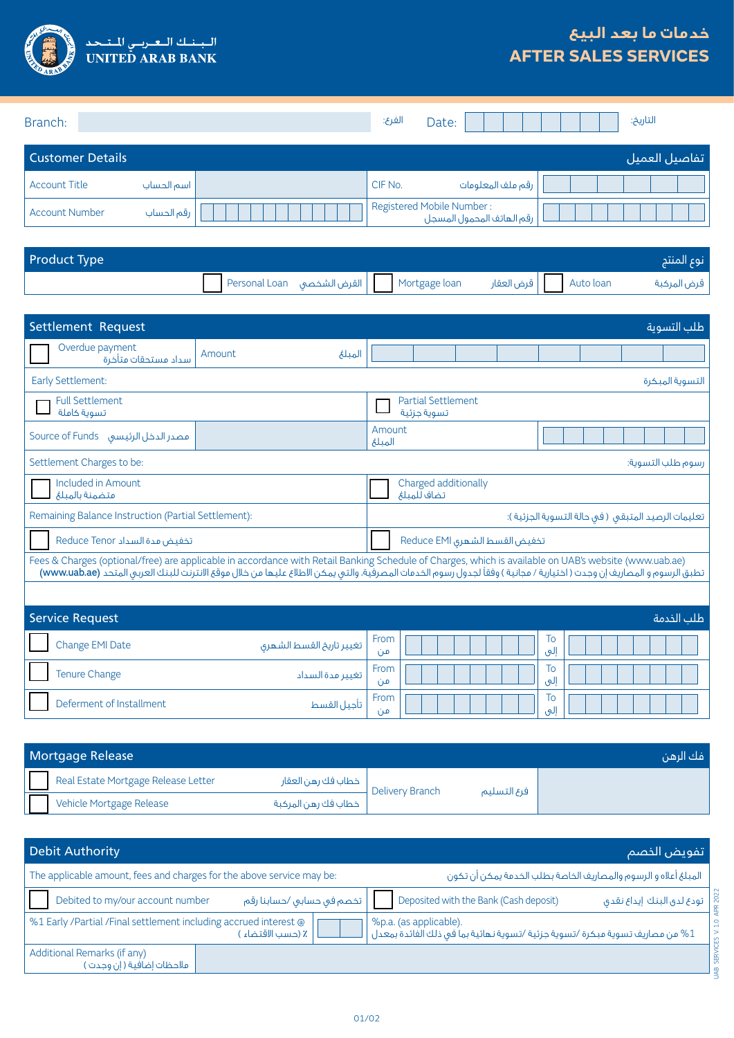# UNITED ARAB BANK

البـنـك العـربـي المـتـحـد

## خدمات ما بعد البيع
## AFTER SALES SERVICES

| Branch: | | الفرع: | Date: | | التاريخ: |
|---|---|---|---|---|---|

## Customer Details — تفاصيل العميل

| | | | |
|---|---|---|---|
| Account Title اسم الحساب | | CIF No. رقم ملف المعلومات | |
| Account Number رقم الحساب | | Registered Mobile Number : رقم الهاتف المحمول المسجل | |

## Product Type — نوع المنتج

| | | |
|---|---|---|
| ☐ Personal Loan القرض الشخصي | ☐ Mortgage loan قرض العقار | ☐ Auto loan قرض المركبة |

## Settlement Request — طلب التسوية

| | | |
|---|---|---|
| ☐ Overdue payment سداد مستحقات متأخرة | Amount المبلغ | |
| Early Settlement: | | التسوية المبكرة |
| ☐ Full Settlement تسوية كاملة | | ☐ Partial Settlement تسوية جزئية |
| Source of Funds مصدر الدخل الرئيسي | | Amount المبلغ |
| Settlement Charges to be: | | رسوم طلب التسوية: |
| ☐ Included in Amount متضمنة بالمبلغ | | ☐ Charged additionally تضاف للمبلغ |
| Remaining Balance Instruction (Partial Settlement): | | تعليمات الرصيد المتبقي ( في حالة التسوية الجزئية ): |
| ☐ Reduce Tenor تخفيض مدة السداد | | ☐ Reduce EMI تخفيض القسط الشهري |

Fees & Charges (optional/free) are applicable in accordance with Retail Banking Schedule of Charges, which is available on UAB's website (www.uab.ae)

تطبق الرسوم و المصاريف إن وجدت ( اختيارية / مجانية ) وفقاً لجدول رسوم الخدمات المصرفية، والتي يمكن الاطلاع عليها من خلال موقع الانترنت للبنك العربي المتحد **(www.uab.ae)**

## Service Request — طلب الخدمة

| | | | | | |
|---|---|---|---|---|---|
| ☐ Change EMI Date | تغيير تاريخ القسط الشهري | From من | | To إلى | |
| ☐ Tenure Change | تغيير مدة السداد | From من | | To إلى | |
| ☐ Deferment of Installment | تأجيل القسط | From من | | To إلى | |

## Mortgage Release — فك الرهن

| | | |
|---|---|---|
| ☐ Real Estate Mortgage Release Letter خطاب فك رهن العقار | Delivery Branch فرع التسليم | |
| ☐ Vehicle Mortgage Release خطاب فك رهن المركبة | | |

## Debit Authority — تفويض الخصم

The applicable amount, fees and charges for the above service may be: — المبلغ أعلاه و الرسوم والمصاريف الخاصة بطلب الخدمة يمكن أن تكون

| | |
|---|---|
| ☐ Debited to my/our account number تخصم في حسابي /حسابنا رقم | ☐ Deposited with the Bank (Cash deposit) تودع لدى البنك إيداع نقدي |
| %1 Early /Partial /Final settlement including accrued interest @ ( ٪ (حسب الاقتضاء | %p.a. (as applicable). %1 من مصاريف تسوية مبكرة /تسوية جزئية /تسوية نهائية بما في ذلك الفائدة بمعدل |
| Additional Remarks (if any) ملاحظات إضافية ( إن وجدت ) | |

UAB SERVICES V 1.0 APR 2022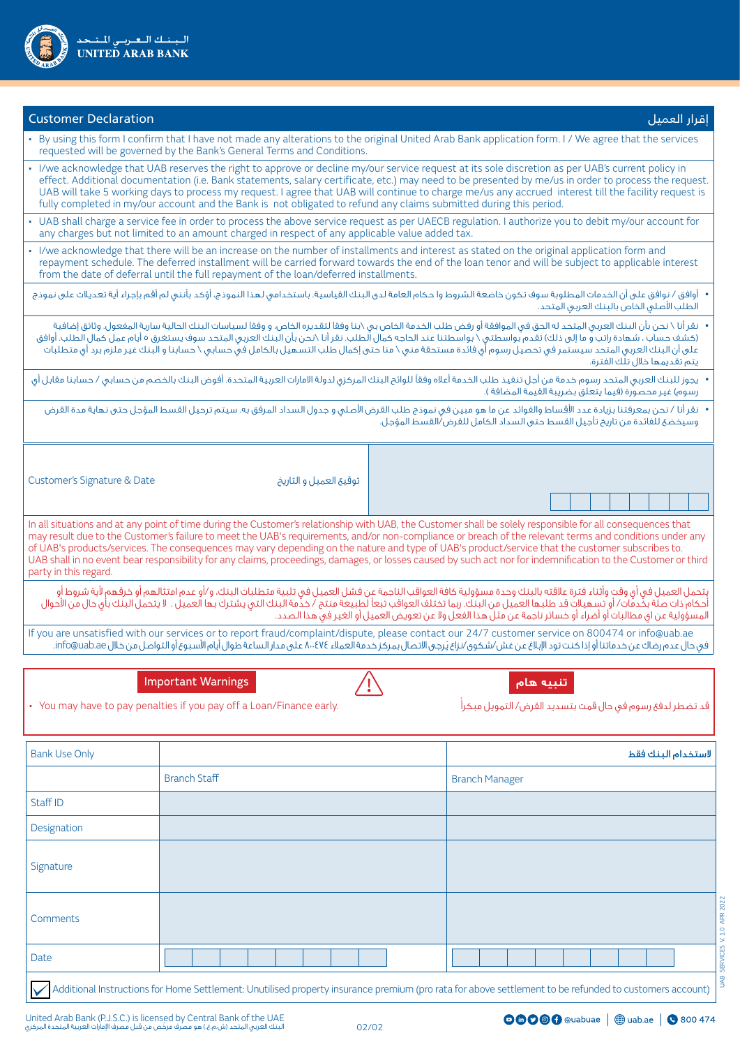## Customer Declaration | إقرار العميل

- By using this form I confirm that I have not made any alterations to the original United Arab Bank application form. I / We agree that the services requested will be governed by the Bank's General Terms and Conditions.
- I/we acknowledge that UAB reserves the right to approve or decline my/our service request at its sole discretion as per UAB's current policy in effect. Additional documentation (i.e. Bank statements, salary certificate, etc.) may need to be presented by me/us in order to process the request. UAB will take 5 working days to process my request. I agree that UAB will continue to charge me/us any accrued interest till the facility request is fully completed in my/our account and the Bank is not obligated to refund any claims submitted during this period.
- UAB shall charge a service fee in order to process the above service request as per UAECB regulation. I authorize you to debit my/our account for any charges but not limited to an amount charged in respect of any applicable value added tax.
- I/we acknowledge that there will be an increase on the number of installments and interest as stated on the original application form and repayment schedule. The deferred installment will be carried forward towards the end of the loan tenor and will be subject to applicable interest from the date of deferral until the full repayment of the loan/deferred installments.

- أوافق / نوافق على أن الخدمات المطلوبة سوف تكون خاضعة الشروط وا حكام العامة لدى البنك القياسية. باستخدامي لهذا النموذج، أؤكد بأنني لم أقم بإجراء أية تعديلات على نموذج الطلب الأصلي الخاص بالبنك العربي المتحد.
- نقر أنا \ نحن بأن البنك العربي المتحد له الحق في الموافقة أو رفض طلب الخدمة الخاص بي \بنا وفقا لتقديره الخاص، و وفقا لسياسات البنك الحالية سارية المفعول. وثائق إضافية (كشف حساب ، شهادة راتب و ما إلى ذلك) تقدم بواسطتي \ بواسطتنا عند الحاجه كمال الطلب. نقر أنا \نحن بأن البنك العربي المتحد سوف يستغرق ٥ أيام عمل كمال الطلب. أوافق على أن البنك العربي المتحد سيستمر في تحصيل رسوم أي فائدة مستحقة مني \ منا حتى إكمال طلب التسهيل بالكامل في حسابي \ حسابنا و البنك غير ملزم برد أي متطلبات يتم تقديمها خلال تلك الفترة.
- يجوز للبنك العربي المتحد رسوم خدمة من أجل تنفيذ طلب الخدمة أعلاه وفقاً للوائح البنك المركزي لدولة الامارات العربية المتحدة. أفوض البنك بالخصم من حسابي / حسابنا مقابل أي رسوم) غير محصورة (فيما يتعلق بضريبة القيمة المضافة ).
- نقر أنا / نحن بمعرفتنا بزيادة عدد الأقساط والفوائد عن ما هو مبين في نموذج طلب القرض الأصلي و جدول السداد المرفق به. سيتم ترحيل القسط المؤجل حتى نهاية مدة القرض وسيخضع للفائدة من تاريخ تأجيل القسط حتى السداد الكامل للقرض/القسط المؤجل.

| | |
|---|---|
| Customer's Signature & Date توقيع العميل و التاريخ | |

In all situations and at any point of time during the Customer's relationship with UAB, the Customer shall be solely responsible for all consequences that may result due to the Customer's failure to meet the UAB's requirements, and/or non-compliance or breach of the relevant terms and conditions under any of UAB's products/services. The consequences may vary depending on the nature and type of UAB's product/service that the customer subscribes to. UAB shall in no event bear responsibility for any claims, proceedings, damages, or losses caused by such act nor for indemnification to the Customer or third party in this regard.

يتحمل العميل في أي وقت وأثناء فترة علاقته بالبنك وحده مسؤولية كافة العواقب الناجمة عن فشل العميل في تلبية متطلبات البنك، و/أو عدم امتثالهم أو خرقهم لأية شروط أو أحكام ذات صلة بخدمات/ أو تسهيلات قد طلبها العميل من البنك. ربما تختلف العواقب تبعاً لطبيعة منتج / خدمة البنك التي يشترك بها العميل . لا يتحمل البنك بأي حال من الأحوال المسؤولية عن اي مطالبات أو أضرار أو خسائر ناجمة عن مثل هذا الفعل ولا عن تعويض العميل أو الغير في هذا الصدد.

If you are unsatisfied with our services or to report fraud/complaint/dispute, please contact our 24/7 customer service on 800474 or info@uab.ae

في حال عدم رضاك عن خدماتنا أو إذا كنت تود الإبلاغ عن غش/شكوى/نزاع يُرجى الاتصال بمركز خدمة العملاء ٨٠٠٤٧٤ على مدار الساعة طوال أيام الأسبوع أو التواصل من خلال info@uab.ae.

**Important Warnings** | **تنبيه هام**

- You may have to pay penalties if you pay off a Loan/Finance early.

قد تضطر لدفع رسوم في حال قمت بتسديد القرض/ التمويل مبكراً

| Bank Use Only | | لاستخدام البنك فقط |
|---|---|---|
| | Branch Staff | Branch Manager |
| Staff ID | | |
| Designation | | |
| Signature | | |
| Comments | | |
| Date | | |

☑ Additional Instructions for Home Settlement: Unutilised property insurance premium (pro rata for above settlement to be refunded to customers account)

United Arab Bank (P.J.S.C.) is licensed by Central Bank of the UAE
البنك العربي المتحد (ش.م.ع.) هو مصرف مرخص من قبل مصرف الإمارات العربية المتحدة المركزي

@uabuae | uab.ae | 800 474

UAB SERVICES V 1.0 APR 2022